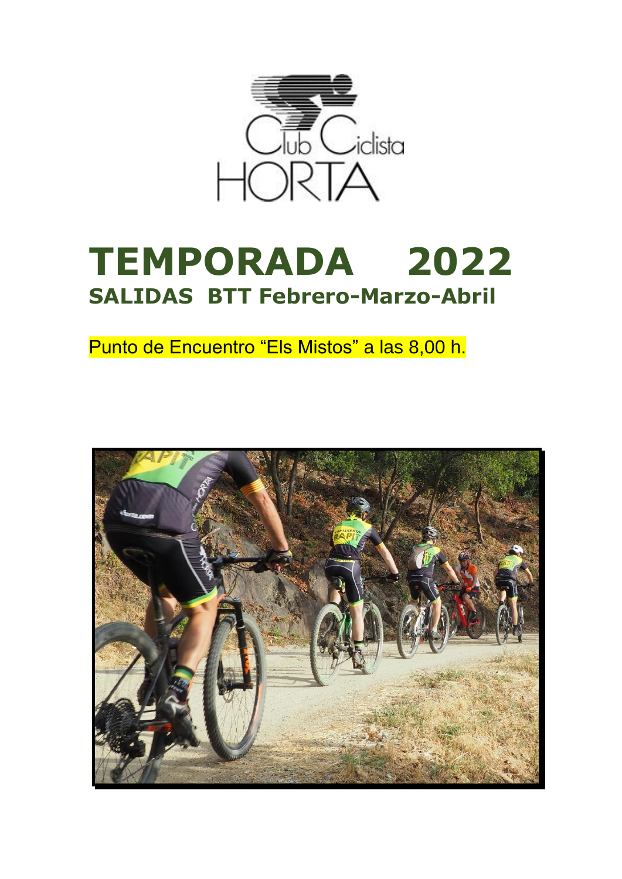Club Ciclista HORTA

# TEMPORADA 2022

## SALIDAS BTT Febrero-Marzo-Abril

Punto de Encuentro "Els Mistos" a las 8,00 h.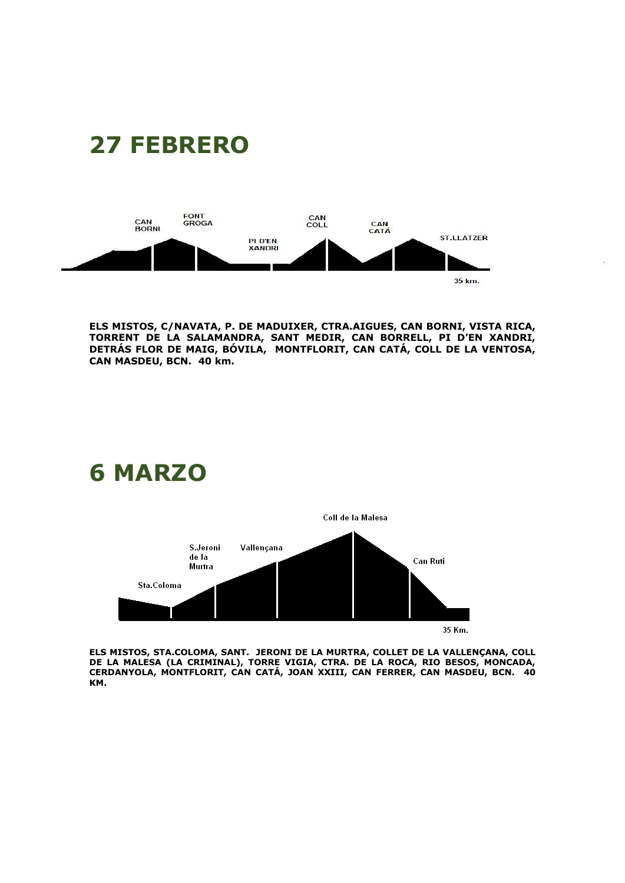# 27 FEBRERO

CAN BORNI FONT GROGA PI D'EN XANDRI CAN COLL CAN CATÁ ST.LLATZER

35 km.

**ELS MISTOS, C/NAVATA, P. DE MADUIXER, CTRA.AIGUES, CAN BORNI, VISTA RICA, TORRENT DE LA SALAMANDRA, SANT MEDIR, CAN BORRELL, PI D'EN XANDRI, DETRÁS FLOR DE MAIG, BÓVILA, MONTFLORIT, CAN CATÁ, COLL DE LA VENTOSA, CAN MASDEU, BCN. 40 km.**

# 6 MARZO

Sta.Coloma S.Jeroni de la Murtra Vallençana Coll de la Malesa Can Ruti

35 Km.

**ELS MISTOS, STA.COLOMA, SANT. JERONI DE LA MURTRA, COLLET DE LA VALLENÇANA, COLL DE LA MALESA (LA CRIMINAL), TORRE VIGIA, CTRA. DE LA ROCA, RIO BESOS, MONCADA, CERDANYOLA, MONTFLORIT, CAN CATÁ, JOAN XXIII, CAN FERRER, CAN MASDEU, BCN. 40 KM.**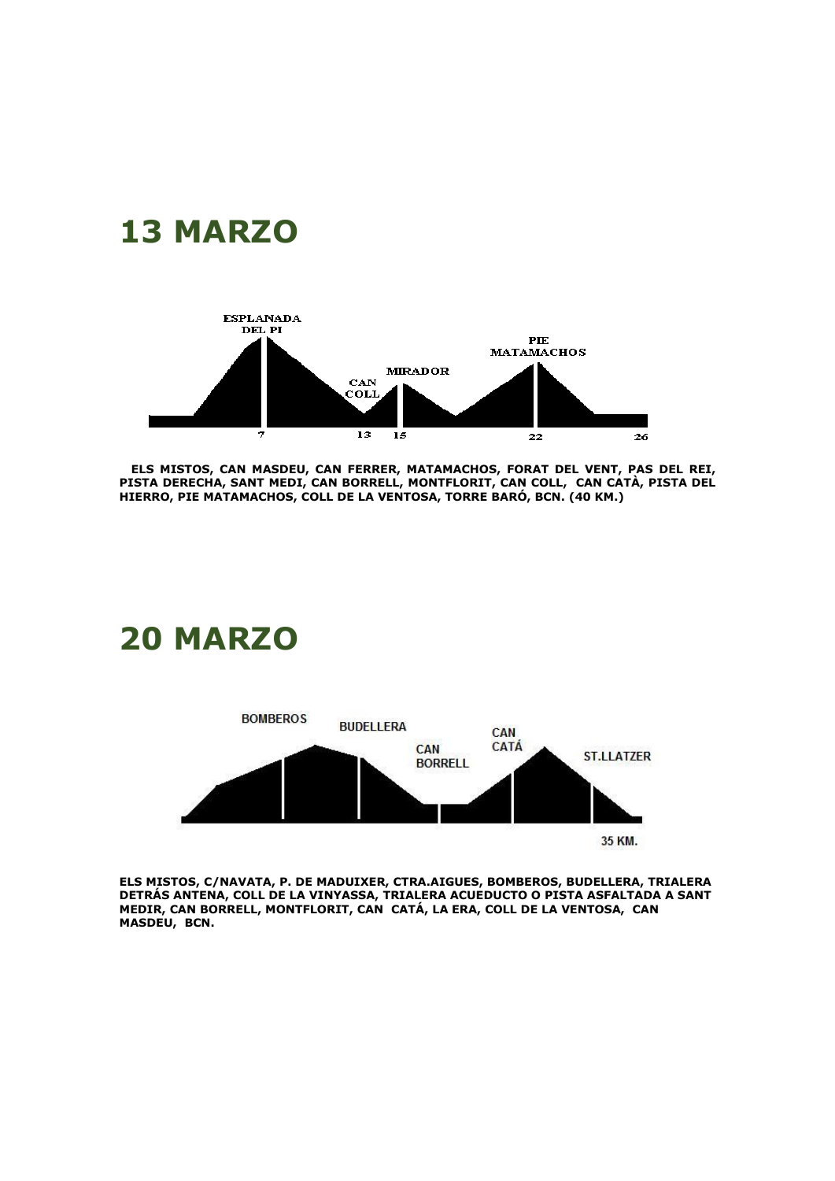# 13 MARZO

ESPLANADA DEL PI

CAN COLL

MIRADOR

PIE MATAMACHOS

7 13 15 22 26

**ELS MISTOS, CAN MASDEU, CAN FERRER, MATAMACHOS, FORAT DEL VENT, PAS DEL REI, PISTA DERECHA, SANT MEDI, CAN BORRELL, MONTFLORIT, CAN COLL, CAN CATÀ, PISTA DEL HIERRO, PIE MATAMACHOS, COLL DE LA VENTOSA, TORRE BARÓ, BCN. (40 KM.)**

# 20 MARZO

BOMBEROS

BUDELLERA

CAN BORRELL

CAN CATÁ

ST.LLATZER

35 KM.

**ELS MISTOS, C/NAVATA, P. DE MADUIXER, CTRA.AIGUES, BOMBEROS, BUDELLERA, TRIALERA DETRÁS ANTENA, COLL DE LA VINYASSA, TRIALERA ACUEDUCTO O PISTA ASFALTADA A SANT MEDIR, CAN BORRELL, MONTFLORIT, CAN CATÁ, LA ERA, COLL DE LA VENTOSA, CAN MASDEU, BCN.**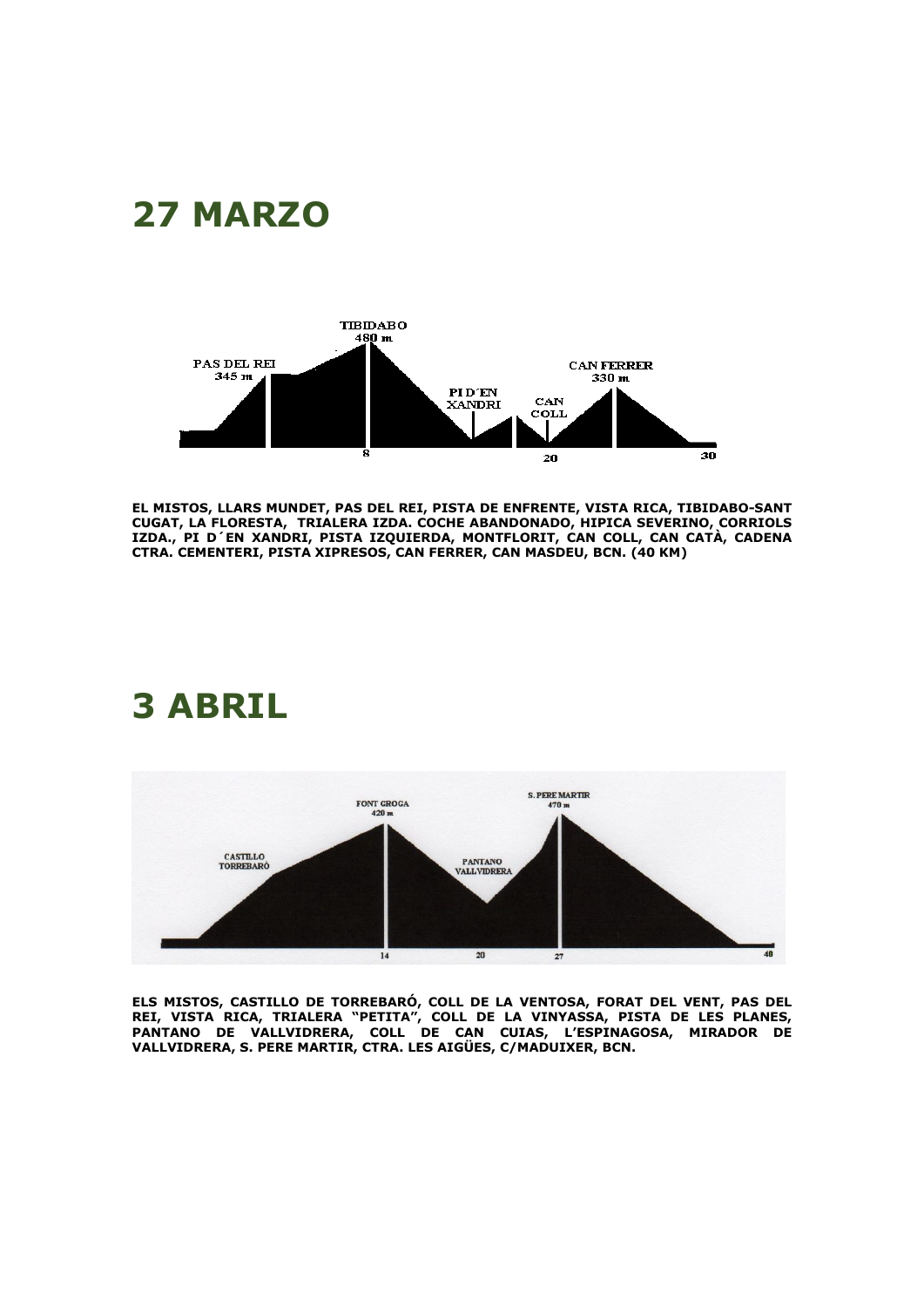# 27 MARZO

**EL MISTOS, LLARS MUNDET, PAS DEL REI, PISTA DE ENFRENTE, VISTA RICA, TIBIDABO-SANT CUGAT, LA FLORESTA, TRIALERA IZDA. COCHE ABANDONADO, HIPICA SEVERINO, CORRIOLS IZDA., PI D´EN XANDRI, PISTA IZQUIERDA, MONTFLORIT, CAN COLL, CAN CATÀ, CADENA CTRA. CEMENTERI, PISTA XIPRESOS, CAN FERRER, CAN MASDEU, BCN. (40 KM)**

# 3 ABRIL

**ELS MISTOS, CASTILLO DE TORREBARÓ, COLL DE LA VENTOSA, FORAT DEL VENT, PAS DEL REI, VISTA RICA, TRIALERA "PETITA", COLL DE LA VINYASSA, PISTA DE LES PLANES, PANTANO DE VALLVIDRERA, COLL DE CAN CUIAS, L'ESPINAGOSA, MIRADOR DE VALLVIDRERA, S. PERE MARTIR, CTRA. LES AIGÜES, C/MADUIXER, BCN.**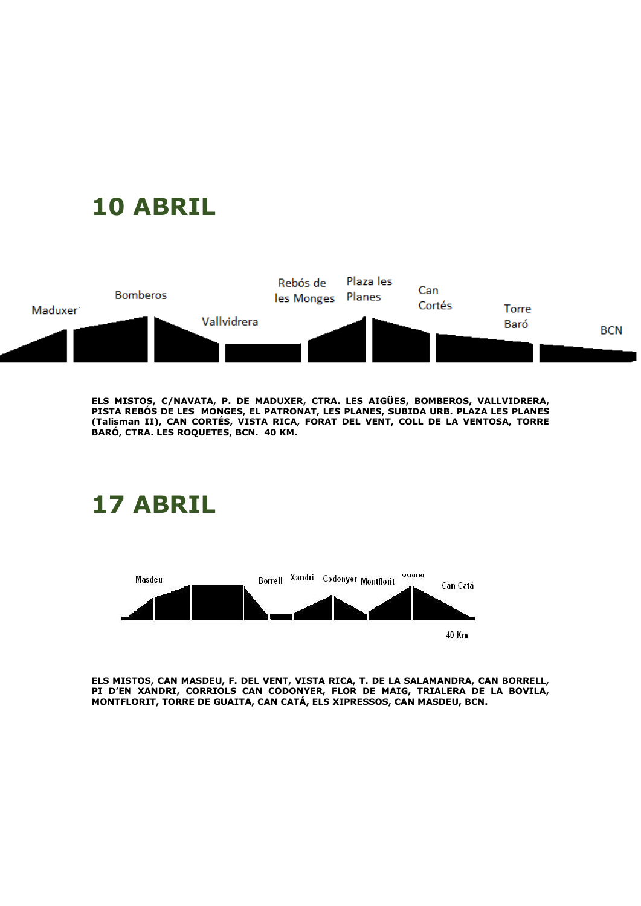# 10 ABRIL

Maduxer Bomberos Vallvidrera Rebós de les Monges Plaza les Planes Can Cortés Torre Baró BCN

**ELS MISTOS, C/NAVATA, P. DE MADUXER, CTRA. LES AIGÜES, BOMBEROS, VALLVIDRERA, PISTA REBÓS DE LES MONGES, EL PATRONAT, LES PLANES, SUBIDA URB. PLAZA LES PLANES (Talisman II), CAN CORTÉS, VISTA RICA, FORAT DEL VENT, COLL DE LA VENTOSA, TORRE BARÓ, CTRA. LES ROQUETES, BCN. 40 KM.**

# 17 ABRIL

Masdeu Borrell Xandri Codonyer Montflorit Guaita Can Catá

40 Km

**ELS MISTOS, CAN MASDEU, F. DEL VENT, VISTA RICA, T. DE LA SALAMANDRA, CAN BORRELL, PI D'EN XANDRI, CORRIOLS CAN CODONYER, FLOR DE MAIG, TRIALERA DE LA BOVILA, MONTFLORIT, TORRE DE GUAITA, CAN CATÁ, ELS XIPRESSOS, CAN MASDEU, BCN.**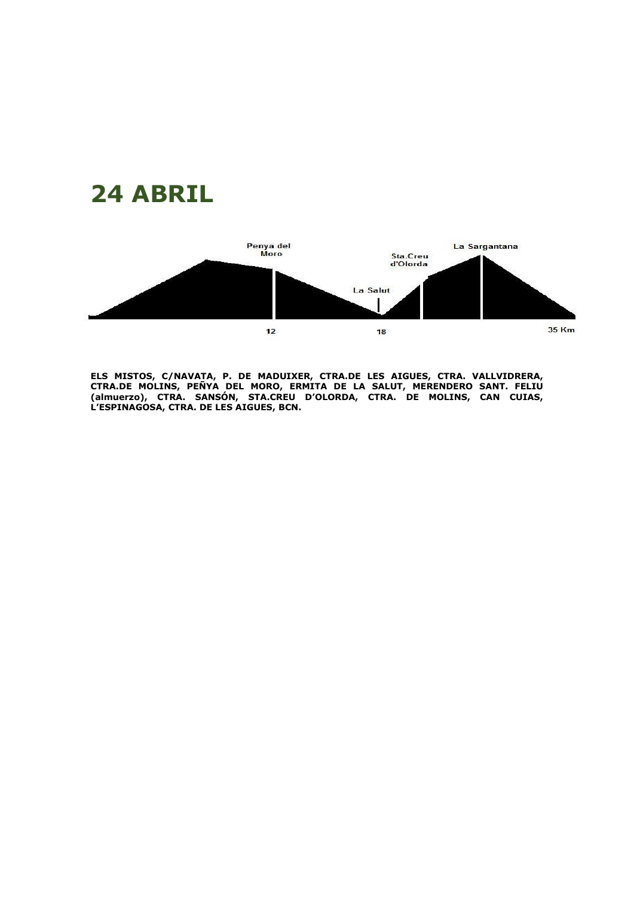# 24 ABRIL

Penya del Moro

Sta.Creu d'Olorda

La Sargantana

La Salut

12

18

35 Km

**ELS MISTOS, C/NAVATA, P. DE MADUIXER, CTRA.DE LES AIGUES, CTRA. VALLVIDRERA, CTRA.DE MOLINS, PEÑYA DEL MORO, ERMITA DE LA SALUT, MERENDERO SANT. FELIU (almuerzo), CTRA. SANSÓN, STA.CREU D'OLORDA, CTRA. DE MOLINS, CAN CUIAS, L'ESPINAGOSA, CTRA. DE LES AIGUES, BCN.**